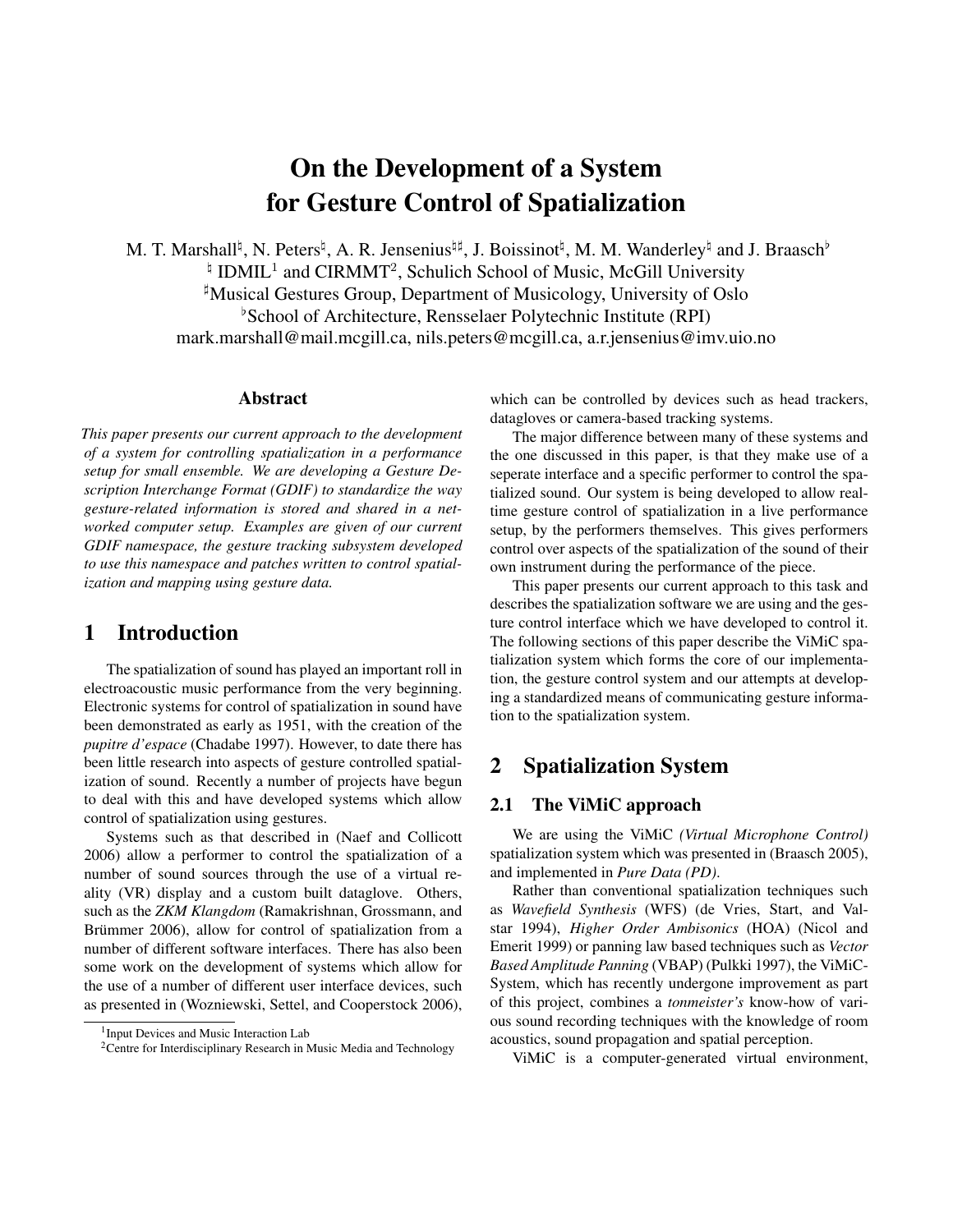# On the Development of a System for Gesture Control of Spatialization

M. T. Marshall[♮], N. Peters[♮], A. R. Jensenius[♮♯], J. Boissinot[♮], M. M. Wanderley[♮] and J. Braasch[♭]
[♮] IDMIL[1] and CIRMMT[2], Schulich School of Music, McGill University
[♯]Musical Gestures Group, Department of Musicology, University of Oslo
[♭]School of Architecture, Rensselaer Polytechnic Institute (RPI)
mark.marshall@mail.mcgill.ca, nils.peters@mcgill.ca, a.r.jensenius@imv.uio.no

## Abstract

*This paper presents our current approach to the development of a system for controlling spatialization in a performance setup for small ensemble. We are developing a Gesture Description Interchange Format (GDIF) to standardize the way gesture-related information is stored and shared in a networked computer setup. Examples are given of our current GDIF namespace, the gesture tracking subsystem developed to use this namespace and patches written to control spatialization and mapping using gesture data.*

## 1 Introduction

The spatialization of sound has played an important roll in electroacoustic music performance from the very beginning. Electronic systems for control of spatialization in sound have been demonstrated as early as 1951, with the creation of the *pupitre d'espace* (Chadabe 1997). However, to date there has been little research into aspects of gesture controlled spatialization of sound. Recently a number of projects have begun to deal with this and have developed systems which allow control of spatialization using gestures.

Systems such as that described in (Naef and Collicott 2006) allow a performer to control the spatialization of a number of sound sources through the use of a virtual reality (VR) display and a custom built dataglove. Others, such as the *ZKM Klangdom* (Ramakrishnan, Grossmann, and Brümmer 2006), allow for control of spatialization from a number of different software interfaces. There has also been some work on the development of systems which allow for the use of a number of different user interface devices, such as presented in (Wozniewski, Settel, and Cooperstock 2006), which can be controlled by devices such as head trackers, datagloves or camera-based tracking systems.

The major difference between many of these systems and the one discussed in this paper, is that they make use of a seperate interface and a specific performer to control the spatialized sound. Our system is being developed to allow real-time gesture control of spatialization in a live performance setup, by the performers themselves. This gives performers control over aspects of the spatialization of the sound of their own instrument during the performance of the piece.

This paper presents our current approach to this task and describes the spatialization software we are using and the gesture control interface which we have developed to control it. The following sections of this paper describe the ViMiC spatialization system which forms the core of our implementation, the gesture control system and our attempts at developing a standardized means of communicating gesture information to the spatialization system.

## 2 Spatialization System

### 2.1 The ViMiC approach

We are using the ViMiC *(Virtual Microphone Control)* spatialization system which was presented in (Braasch 2005), and implemented in *Pure Data (PD)*.

Rather than conventional spatialization techniques such as *Wavefield Synthesis* (WFS) (de Vries, Start, and Valstar 1994), *Higher Order Ambisonics* (HOA) (Nicol and Emerit 1999) or panning law based techniques such as *Vector Based Amplitude Panning* (VBAP) (Pulkki 1997), the ViMiC-System, which has recently undergone improvement as part of this project, combines a *tonmeister's* know-how of various sound recording techniques with the knowledge of room acoustics, sound propagation and spatial perception.

ViMiC is a computer-generated virtual environment,

[1] Input Devices and Music Interaction Lab
[2] Centre for Interdisciplinary Research in Music Media and Technology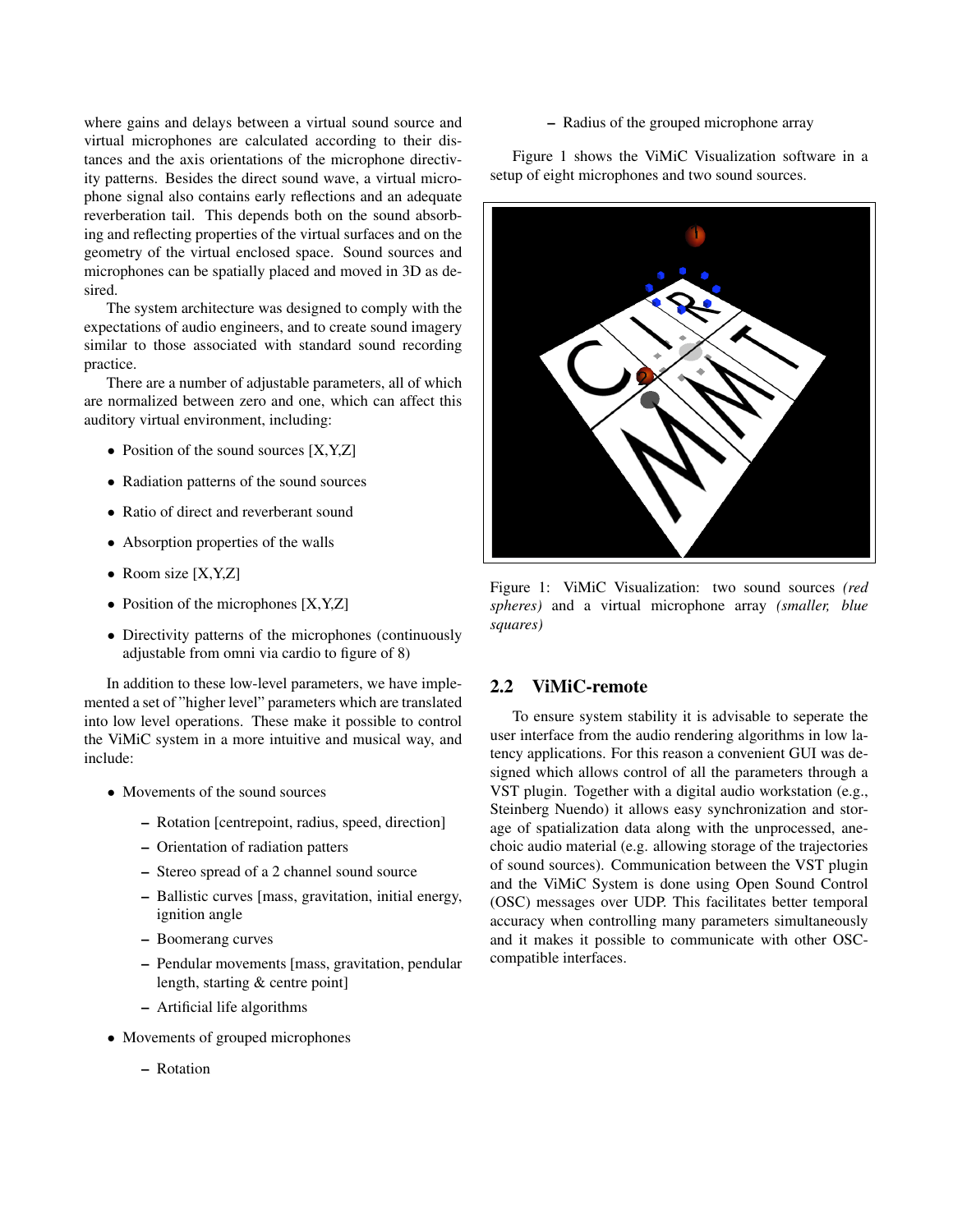where gains and delays between a virtual sound source and virtual microphones are calculated according to their distances and the axis orientations of the microphone directivity patterns. Besides the direct sound wave, a virtual microphone signal also contains early reflections and an adequate reverberation tail. This depends both on the sound absorbing and reflecting properties of the virtual surfaces and on the geometry of the virtual enclosed space. Sound sources and microphones can be spatially placed and moved in 3D as desired.

The system architecture was designed to comply with the expectations of audio engineers, and to create sound imagery similar to those associated with standard sound recording practice.

There are a number of adjustable parameters, all of which are normalized between zero and one, which can affect this auditory virtual environment, including:

- Position of the sound sources [X,Y,Z]
- Radiation patterns of the sound sources
- Ratio of direct and reverberant sound
- Absorption properties of the walls
- Room size [X,Y,Z]
- Position of the microphones [X,Y,Z]
- Directivity patterns of the microphones (continuously adjustable from omni via cardio to figure of 8)

In addition to these low-level parameters, we have implemented a set of "higher level" parameters which are translated into low level operations. These make it possible to control the ViMiC system in a more intuitive and musical way, and include:

- Movements of the sound sources
  - Rotation [centrepoint, radius, speed, direction]
  - Orientation of radiation patters
  - Stereo spread of a 2 channel sound source
  - Ballistic curves [mass, gravitation, initial energy, ignition angle
  - Boomerang curves
  - Pendular movements [mass, gravitation, pendular length, starting & centre point]
  - Artificial life algorithms
- Movements of grouped microphones
  - Rotation
  - Radius of the grouped microphone array

Figure 1 shows the ViMiC Visualization software in a setup of eight microphones and two sound sources.

Figure 1: ViMiC Visualization: two sound sources *(red spheres)* and a virtual microphone array *(smaller, blue squares)*

## 2.2 ViMiC-remote

To ensure system stability it is advisable to seperate the user interface from the audio rendering algorithms in low latency applications. For this reason a convenient GUI was designed which allows control of all the parameters through a VST plugin. Together with a digital audio workstation (e.g., Steinberg Nuendo) it allows easy synchronization and storage of spatialization data along with the unprocessed, anechoic audio material (e.g. allowing storage of the trajectories of sound sources). Communication between the VST plugin and the ViMiC System is done using Open Sound Control (OSC) messages over UDP. This facilitates better temporal accuracy when controlling many parameters simultaneously and it makes it possible to communicate with other OSC-compatible interfaces.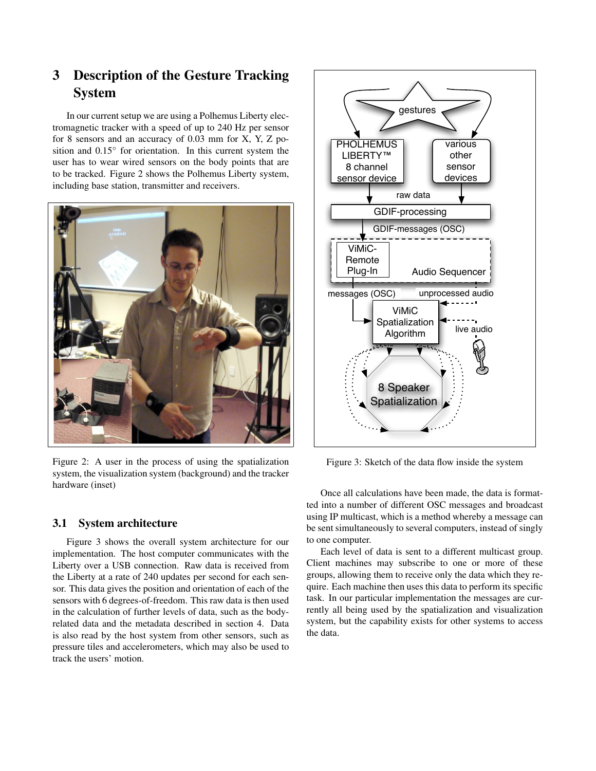## 3 Description of the Gesture Tracking System

In our current setup we are using a Polhemus Liberty electromagnetic tracker with a speed of up to 240 Hz per sensor for 8 sensors and an accuracy of 0.03 mm for X, Y, Z position and 0.15° for orientation. In this current system the user has to wear wired sensors on the body points that are to be tracked. Figure 2 shows the Polhemus Liberty system, including base station, transmitter and receivers.

Figure 2: A user in the process of using the spatialization system, the visualization system (background) and the tracker hardware (inset)

### 3.1 System architecture

Figure 3 shows the overall system architecture for our implementation. The host computer communicates with the Liberty over a USB connection. Raw data is received from the Liberty at a rate of 240 updates per second for each sensor. This data gives the position and orientation of each of the sensors with 6 degrees-of-freedom. This raw data is then used in the calculation of further levels of data, such as the body-related data and the metadata described in section 4. Data is also read by the host system from other sensors, such as pressure tiles and accelerometers, which may also be used to track the users' motion.

Figure 3: Sketch of the data flow inside the system

Once all calculations have been made, the data is formatted into a number of different OSC messages and broadcast using IP multicast, which is a method whereby a message can be sent simultaneously to several computers, instead of singly to one computer.

Each level of data is sent to a different multicast group. Client machines may subscribe to one or more of these groups, allowing them to receive only the data which they require. Each machine then uses this data to perform its specific task. In our particular implementation the messages are currently all being used by the spatialization and visualization system, but the capability exists for other systems to access the data.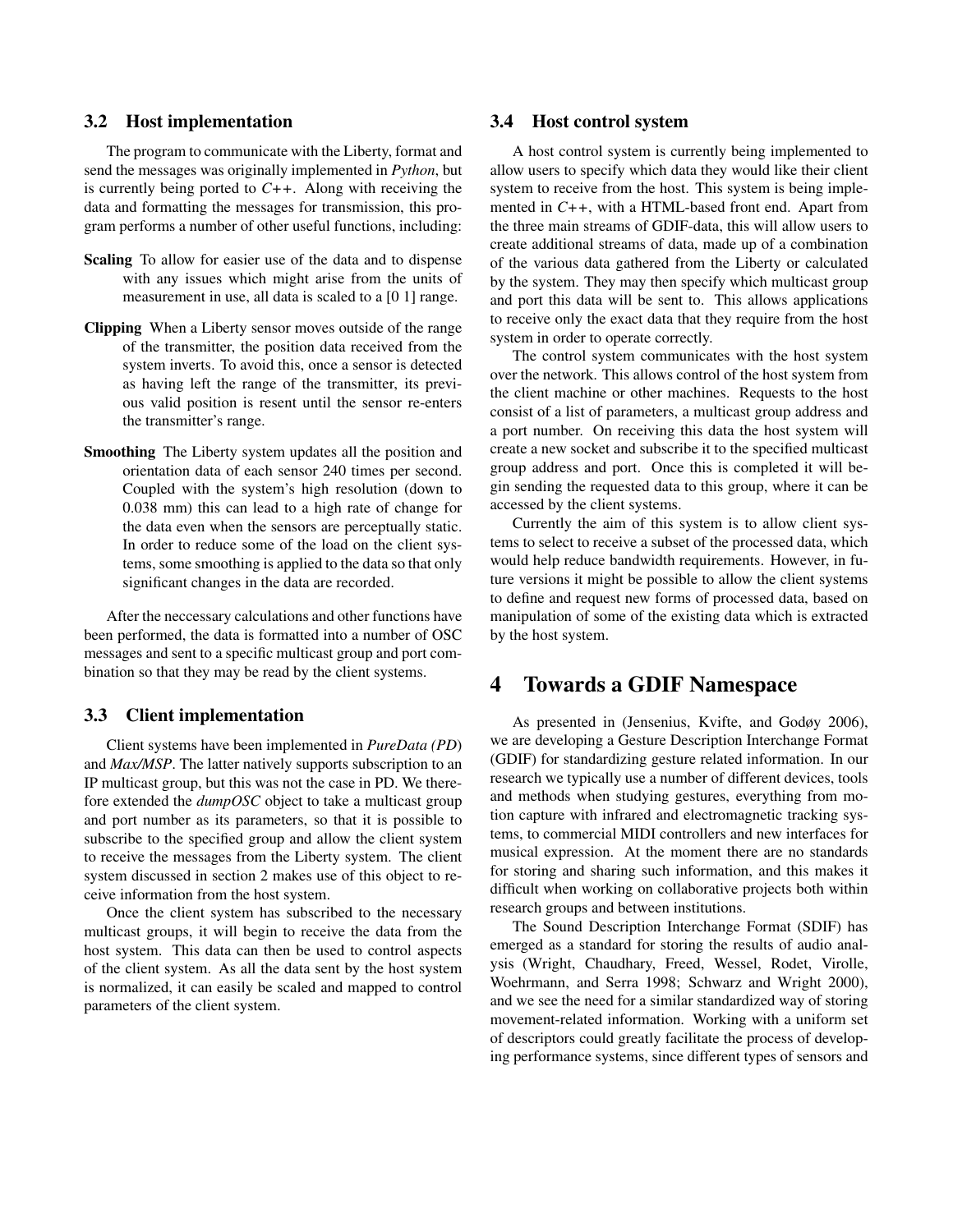### 3.2 Host implementation

The program to communicate with the Liberty, format and send the messages was originally implemented in *Python*, but is currently being ported to *C++*. Along with receiving the data and formatting the messages for transmission, this program performs a number of other useful functions, including:

**Scaling** To allow for easier use of the data and to dispense with any issues which might arise from the units of measurement in use, all data is scaled to a [0 1] range.

**Clipping** When a Liberty sensor moves outside of the range of the transmitter, the position data received from the system inverts. To avoid this, once a sensor is detected as having left the range of the transmitter, its previous valid position is resent until the sensor re-enters the transmitter's range.

**Smoothing** The Liberty system updates all the position and orientation data of each sensor 240 times per second. Coupled with the system's high resolution (down to 0.038 mm) this can lead to a high rate of change for the data even when the sensors are perceptually static. In order to reduce some of the load on the client systems, some smoothing is applied to the data so that only significant changes in the data are recorded.

After the neccessary calculations and other functions have been performed, the data is formatted into a number of OSC messages and sent to a specific multicast group and port combination so that they may be read by the client systems.

### 3.3 Client implementation

Client systems have been implemented in *PureData (PD)* and *Max/MSP*. The latter natively supports subscription to an IP multicast group, but this was not the case in PD. We therefore extended the *dumpOSC* object to take a multicast group and port number as its parameters, so that it is possible to subscribe to the specified group and allow the client system to receive the messages from the Liberty system. The client system discussed in section 2 makes use of this object to receive information from the host system.

Once the client system has subscribed to the necessary multicast groups, it will begin to receive the data from the host system. This data can then be used to control aspects of the client system. As all the data sent by the host system is normalized, it can easily be scaled and mapped to control parameters of the client system.

### 3.4 Host control system

A host control system is currently being implemented to allow users to specify which data they would like their client system to receive from the host. This system is being implemented in *C++*, with a HTML-based front end. Apart from the three main streams of GDIF-data, this will allow users to create additional streams of data, made up of a combination of the various data gathered from the Liberty or calculated by the system. They may then specify which multicast group and port this data will be sent to. This allows applications to receive only the exact data that they require from the host system in order to operate correctly.

The control system communicates with the host system over the network. This allows control of the host system from the client machine or other machines. Requests to the host consist of a list of parameters, a multicast group address and a port number. On receiving this data the host system will create a new socket and subscribe it to the specified multicast group address and port. Once this is completed it will begin sending the requested data to this group, where it can be accessed by the client systems.

Currently the aim of this system is to allow client systems to select to receive a subset of the processed data, which would help reduce bandwidth requirements. However, in future versions it might be possible to allow the client systems to define and request new forms of processed data, based on manipulation of some of the existing data which is extracted by the host system.

## 4 Towards a GDIF Namespace

As presented in (Jensenius, Kvifte, and Godøy 2006), we are developing a Gesture Description Interchange Format (GDIF) for standardizing gesture related information. In our research we typically use a number of different devices, tools and methods when studying gestures, everything from motion capture with infrared and electromagnetic tracking systems, to commercial MIDI controllers and new interfaces for musical expression. At the moment there are no standards for storing and sharing such information, and this makes it difficult when working on collaborative projects both within research groups and between institutions.

The Sound Description Interchange Format (SDIF) has emerged as a standard for storing the results of audio analysis (Wright, Chaudhary, Freed, Wessel, Rodet, Virolle, Woehrmann, and Serra 1998; Schwarz and Wright 2000), and we see the need for a similar standardized way of storing movement-related information. Working with a uniform set of descriptors could greatly facilitate the process of developing performance systems, since different types of sensors and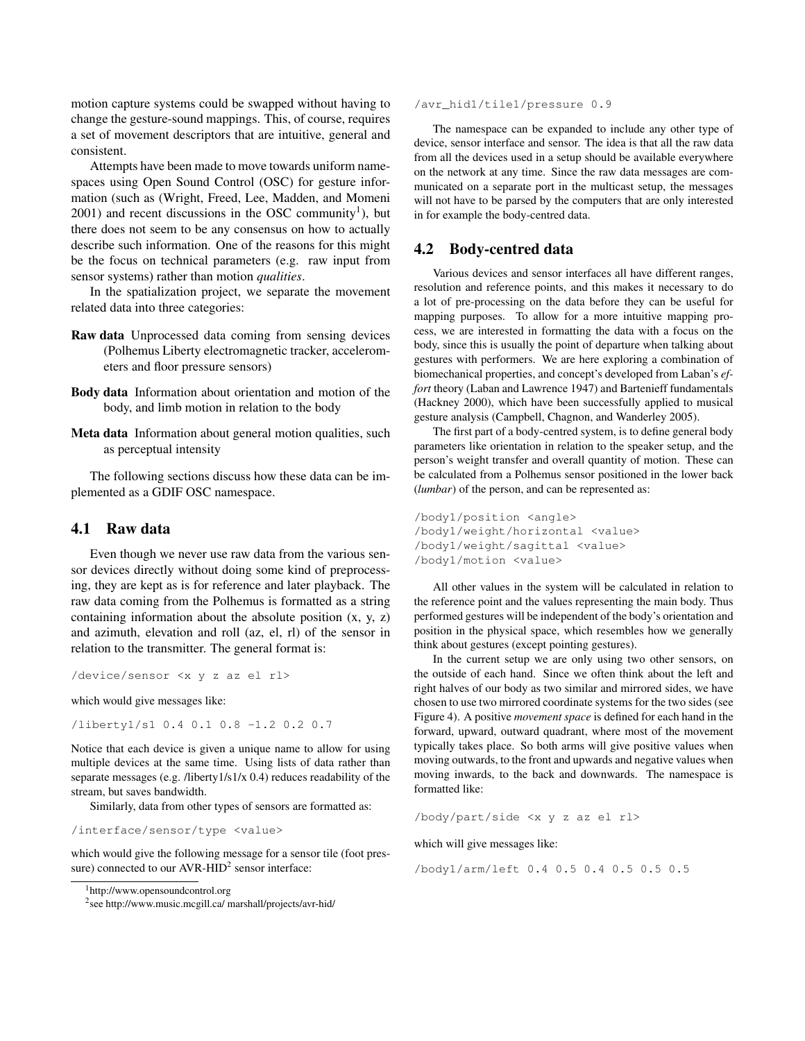motion capture systems could be swapped without having to change the gesture-sound mappings. This, of course, requires a set of movement descriptors that are intuitive, general and consistent.

Attempts have been made to move towards uniform namespaces using Open Sound Control (OSC) for gesture information (such as (Wright, Freed, Lee, Madden, and Momeni 2001) and recent discussions in the OSC community[1]), but there does not seem to be any consensus on how to actually describe such information. One of the reasons for this might be the focus on technical parameters (e.g. raw input from sensor systems) rather than motion *qualities*.

In the spatialization project, we separate the movement related data into three categories:

**Raw data** Unprocessed data coming from sensing devices (Polhemus Liberty electromagnetic tracker, accelerometers and floor pressure sensors)

**Body data** Information about orientation and motion of the body, and limb motion in relation to the body

**Meta data** Information about general motion qualities, such as perceptual intensity

The following sections discuss how these data can be implemented as a GDIF OSC namespace.

## 4.1 Raw data

Even though we never use raw data from the various sensor devices directly without doing some kind of preprocessing, they are kept as is for reference and later playback. The raw data coming from the Polhemus is formatted as a string containing information about the absolute position (x, y, z) and azimuth, elevation and roll (az, el, rl) of the sensor in relation to the transmitter. The general format is:

```
/device/sensor <x y z az el rl>
```

which would give messages like:

```
/liberty1/s1 0.4 0.1 0.8 -1.2 0.2 0.7
```

Notice that each device is given a unique name to allow for using multiple devices at the same time. Using lists of data rather than separate messages (e.g. /liberty1/s1/x 0.4) reduces readability of the stream, but saves bandwidth.

Similarly, data from other types of sensors are formatted as:

```
/interface/sensor/type <value>
```

which would give the following message for a sensor tile (foot pressure) connected to our AVR-HID[2] sensor interface:

```
/avr_hid1/tile1/pressure 0.9
```

The namespace can be expanded to include any other type of device, sensor interface and sensor. The idea is that all the raw data from all the devices used in a setup should be available everywhere on the network at any time. Since the raw data messages are communicated on a separate port in the multicast setup, the messages will not have to be parsed by the computers that are only interested in for example the body-centred data.

## 4.2 Body-centred data

Various devices and sensor interfaces all have different ranges, resolution and reference points, and this makes it necessary to do a lot of pre-processing on the data before they can be useful for mapping purposes. To allow for a more intuitive mapping process, we are interested in formatting the data with a focus on the body, since this is usually the point of departure when talking about gestures with performers. We are here exploring a combination of biomechanical properties, and concept's developed from Laban's *effort* theory (Laban and Lawrence 1947) and Bartenieff fundamentals (Hackney 2000), which have been successfully applied to musical gesture analysis (Campbell, Chagnon, and Wanderley 2005).

The first part of a body-centred system, is to define general body parameters like orientation in relation to the speaker setup, and the person's weight transfer and overall quantity of motion. These can be calculated from a Polhemus sensor positioned in the lower back (*lumbar*) of the person, and can be represented as:

```
/body1/position <angle>
/body1/weight/horizontal <value>
/body1/weight/sagittal <value>
/body1/motion <value>
```

All other values in the system will be calculated in relation to the reference point and the values representing the main body. Thus performed gestures will be independent of the body's orientation and position in the physical space, which resembles how we generally think about gestures (except pointing gestures).

In the current setup we are only using two other sensors, on the outside of each hand. Since we often think about the left and right halves of our body as two similar and mirrored sides, we have chosen to use two mirrored coordinate systems for the two sides (see Figure 4). A positive *movement space* is defined for each hand in the forward, upward, outward quadrant, where most of the movement typically takes place. So both arms will give positive values when moving outwards, to the front and upwards and negative values when moving inwards, to the back and downwards. The namespace is formatted like:

```
/body/part/side <x y z az el rl>
```

which will give messages like:

```
/body1/arm/left 0.4 0.5 0.4 0.5 0.5 0.5
```

[1] http://www.opensoundcontrol.org

[2] see http://www.music.mcgill.ca/ marshall/projects/avr-hid/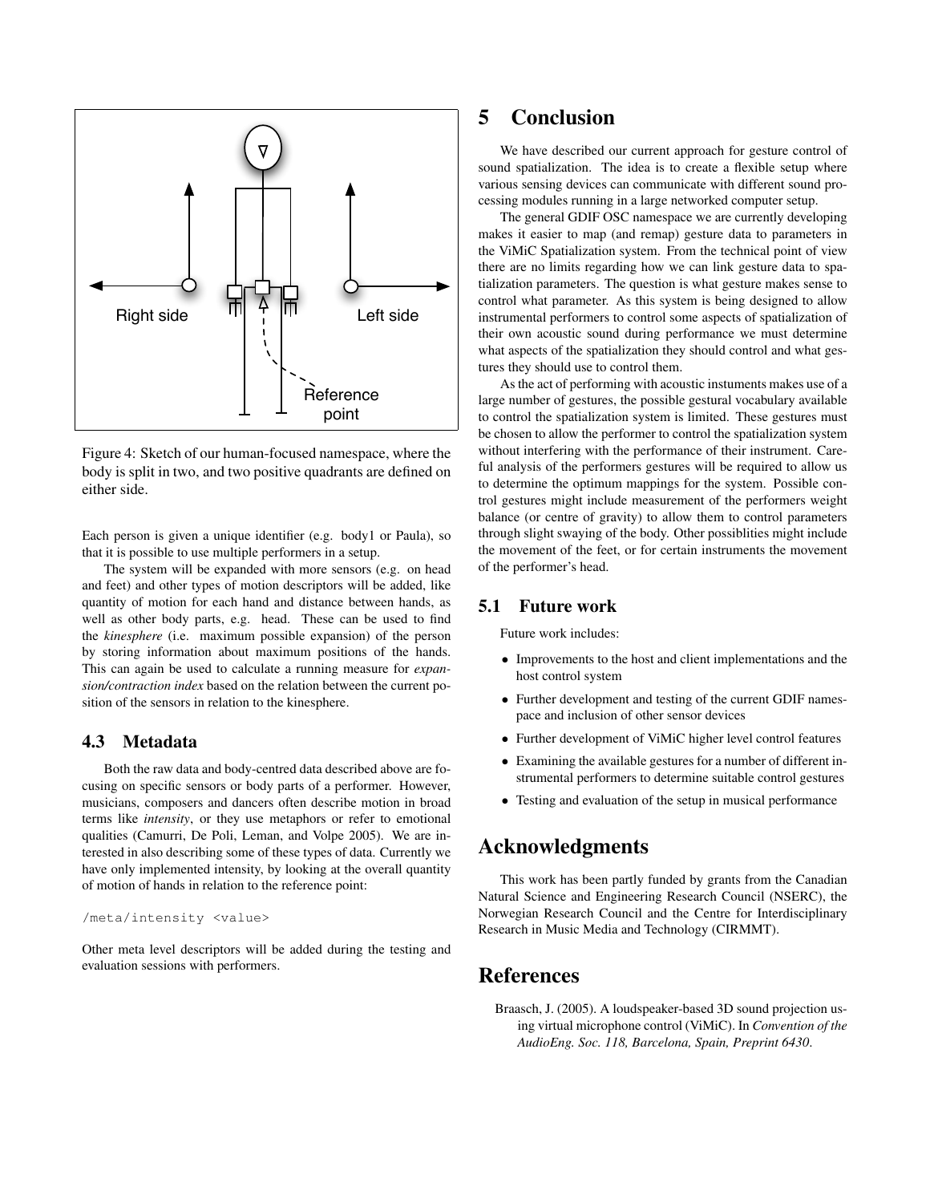Figure 4: Sketch of our human-focused namespace, where the body is split in two, and two positive quadrants are defined on either side.

Each person is given a unique identifier (e.g. body1 or Paula), so that it is possible to use multiple performers in a setup.

The system will be expanded with more sensors (e.g. on head and feet) and other types of motion descriptors will be added, like quantity of motion for each hand and distance between hands, as well as other body parts, e.g. head. These can be used to find the *kinesphere* (i.e. maximum possible expansion) of the person by storing information about maximum positions of the hands. This can again be used to calculate a running measure for *expansion/contraction index* based on the relation between the current position of the sensors in relation to the kinesphere.

### 4.3 Metadata

Both the raw data and body-centred data described above are focusing on specific sensors or body parts of a performer. However, musicians, composers and dancers often describe motion in broad terms like *intensity*, or they use metaphors or refer to emotional qualities (Camurri, De Poli, Leman, and Volpe 2005). We are interested in also describing some of these types of data. Currently we have only implemented intensity, by looking at the overall quantity of motion of hands in relation to the reference point:

```
/meta/intensity <value>
```

Other meta level descriptors will be added during the testing and evaluation sessions with performers.

## 5 Conclusion

We have described our current approach for gesture control of sound spatialization. The idea is to create a flexible setup where various sensing devices can communicate with different sound processing modules running in a large networked computer setup.

The general GDIF OSC namespace we are currently developing makes it easier to map (and remap) gesture data to parameters in the ViMiC Spatialization system. From the technical point of view there are no limits regarding how we can link gesture data to spatialization parameters. The question is what gesture makes sense to control what parameter. As this system is being designed to allow instrumental performers to control some aspects of spatialization of their own acoustic sound during performance we must determine what aspects of the spatialization they should control and what gestures they should use to control them.

As the act of performing with acoustic instuments makes use of a large number of gestures, the possible gestural vocabulary available to control the spatialization system is limited. These gestures must be chosen to allow the performer to control the spatialization system without interfering with the performance of their instrument. Careful analysis of the performers gestures will be required to allow us to determine the optimum mappings for the system. Possible control gestures might include measurement of the performers weight balance (or centre of gravity) to allow them to control parameters through slight swaying of the body. Other possiblities might include the movement of the feet, or for certain instruments the movement of the performer's head.

### 5.1 Future work

Future work includes:

- Improvements to the host and client implementations and the host control system
- Further development and testing of the current GDIF namespace and inclusion of other sensor devices
- Further development of ViMiC higher level control features
- Examining the available gestures for a number of different instrumental performers to determine suitable control gestures
- Testing and evaluation of the setup in musical performance

## Acknowledgments

This work has been partly funded by grants from the Canadian Natural Science and Engineering Research Council (NSERC), the Norwegian Research Council and the Centre for Interdisciplinary Research in Music Media and Technology (CIRMMT).

## References

Braasch, J. (2005). A loudspeaker-based 3D sound projection using virtual microphone control (ViMiC). In *Convention of the AudioEng. Soc. 118, Barcelona, Spain, Preprint 6430*.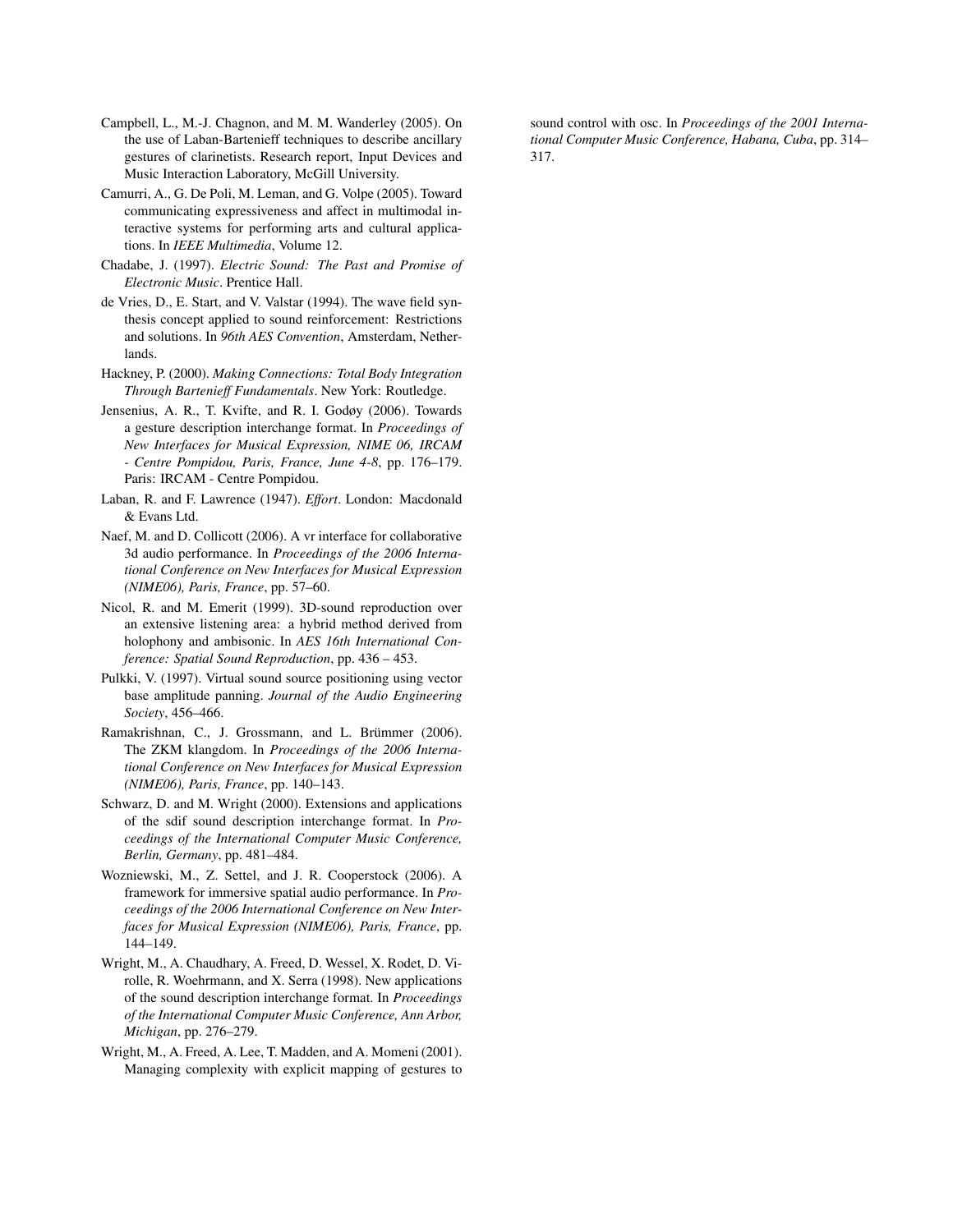Campbell, L., M.-J. Chagnon, and M. M. Wanderley (2005). On the use of Laban-Bartenieff techniques to describe ancillary gestures of clarinetists. Research report, Input Devices and Music Interaction Laboratory, McGill University.

Camurri, A., G. De Poli, M. Leman, and G. Volpe (2005). Toward communicating expressiveness and affect in multimodal interactive systems for performing arts and cultural applications. In *IEEE Multimedia*, Volume 12.

Chadabe, J. (1997). *Electric Sound: The Past and Promise of Electronic Music*. Prentice Hall.

de Vries, D., E. Start, and V. Valstar (1994). The wave field synthesis concept applied to sound reinforcement: Restrictions and solutions. In *96th AES Convention*, Amsterdam, Netherlands.

Hackney, P. (2000). *Making Connections: Total Body Integration Through Bartenieff Fundamentals*. New York: Routledge.

Jensenius, A. R., T. Kvifte, and R. I. Godøy (2006). Towards a gesture description interchange format. In *Proceedings of New Interfaces for Musical Expression, NIME 06, IRCAM - Centre Pompidou, Paris, France, June 4-8*, pp. 176–179. Paris: IRCAM - Centre Pompidou.

Laban, R. and F. Lawrence (1947). *Effort*. London: Macdonald & Evans Ltd.

Naef, M. and D. Collicott (2006). A vr interface for collaborative 3d audio performance. In *Proceedings of the 2006 International Conference on New Interfaces for Musical Expression (NIME06), Paris, France*, pp. 57–60.

Nicol, R. and M. Emerit (1999). 3D-sound reproduction over an extensive listening area: a hybrid method derived from holophony and ambisonic. In *AES 16th International Conference: Spatial Sound Reproduction*, pp. 436 – 453.

Pulkki, V. (1997). Virtual sound source positioning using vector base amplitude panning. *Journal of the Audio Engineering Society*, 456–466.

Ramakrishnan, C., J. Grossmann, and L. Brümmer (2006). The ZKM klangdom. In *Proceedings of the 2006 International Conference on New Interfaces for Musical Expression (NIME06), Paris, France*, pp. 140–143.

Schwarz, D. and M. Wright (2000). Extensions and applications of the sdif sound description interchange format. In *Proceedings of the International Computer Music Conference, Berlin, Germany*, pp. 481–484.

Wozniewski, M., Z. Settel, and J. R. Cooperstock (2006). A framework for immersive spatial audio performance. In *Proceedings of the 2006 International Conference on New Interfaces for Musical Expression (NIME06), Paris, France*, pp. 144–149.

Wright, M., A. Chaudhary, A. Freed, D. Wessel, X. Rodet, D. Virolle, R. Woehrmann, and X. Serra (1998). New applications of the sound description interchange format. In *Proceedings of the International Computer Music Conference, Ann Arbor, Michigan*, pp. 276–279.

Wright, M., A. Freed, A. Lee, T. Madden, and A. Momeni (2001). Managing complexity with explicit mapping of gestures to sound control with osc. In *Proceedings of the 2001 International Computer Music Conference, Habana, Cuba*, pp. 314–317.